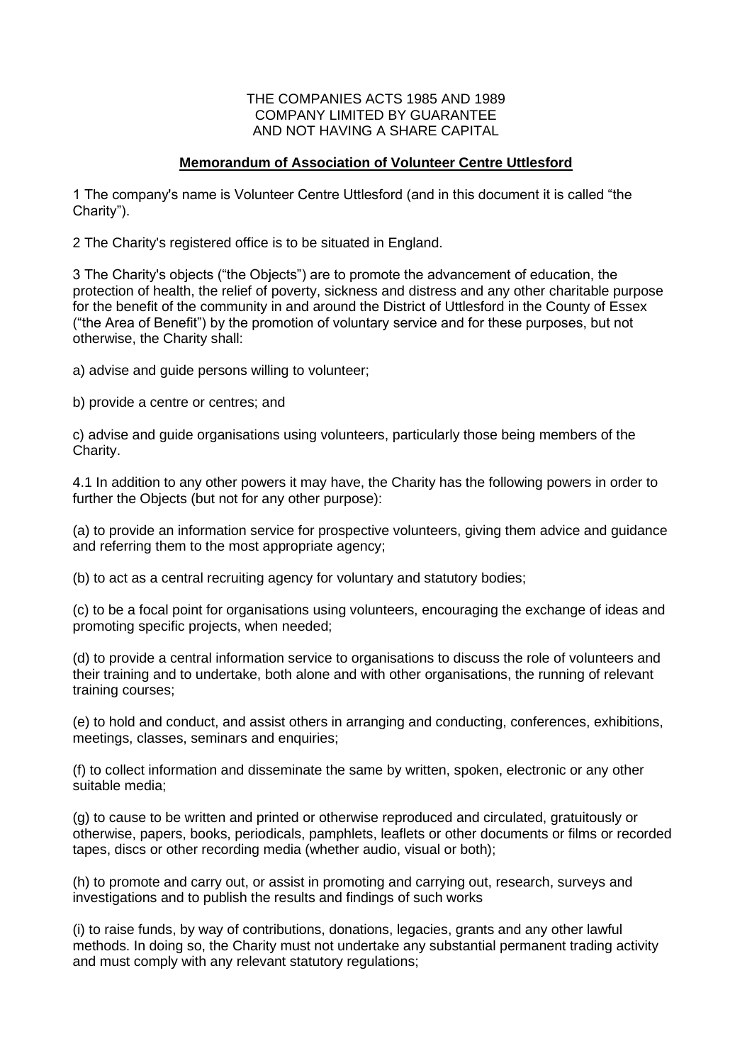THE COMPANIES ACTS 1985 AND 1989
COMPANY LIMITED BY GUARANTEE
AND NOT HAVING A SHARE CAPITAL

**Memorandum of Association of Volunteer Centre Uttlesford**

1 The company's name is Volunteer Centre Uttlesford (and in this document it is called "the Charity").

2 The Charity's registered office is to be situated in England.

3 The Charity's objects ("the Objects") are to promote the advancement of education, the protection of health, the relief of poverty, sickness and distress and any other charitable purpose for the benefit of the community in and around the District of Uttlesford in the County of Essex ("the Area of Benefit") by the promotion of voluntary service and for these purposes, but not otherwise, the Charity shall:

a) advise and guide persons willing to volunteer;

b) provide a centre or centres; and

c) advise and guide organisations using volunteers, particularly those being members of the Charity.

4.1 In addition to any other powers it may have, the Charity has the following powers in order to further the Objects (but not for any other purpose):

(a) to provide an information service for prospective volunteers, giving them advice and guidance and referring them to the most appropriate agency;

(b) to act as a central recruiting agency for voluntary and statutory bodies;

(c) to be a focal point for organisations using volunteers, encouraging the exchange of ideas and promoting specific projects, when needed;

(d) to provide a central information service to organisations to discuss the role of volunteers and their training and to undertake, both alone and with other organisations, the running of relevant training courses;

(e) to hold and conduct, and assist others in arranging and conducting, conferences, exhibitions, meetings, classes, seminars and enquiries;

(f) to collect information and disseminate the same by written, spoken, electronic or any other suitable media;

(g) to cause to be written and printed or otherwise reproduced and circulated, gratuitously or otherwise, papers, books, periodicals, pamphlets, leaflets or other documents or films or recorded tapes, discs or other recording media (whether audio, visual or both);

(h) to promote and carry out, or assist in promoting and carrying out, research, surveys and investigations and to publish the results and findings of such works

(i) to raise funds, by way of contributions, donations, legacies, grants and any other lawful methods. In doing so, the Charity must not undertake any substantial permanent trading activity and must comply with any relevant statutory regulations;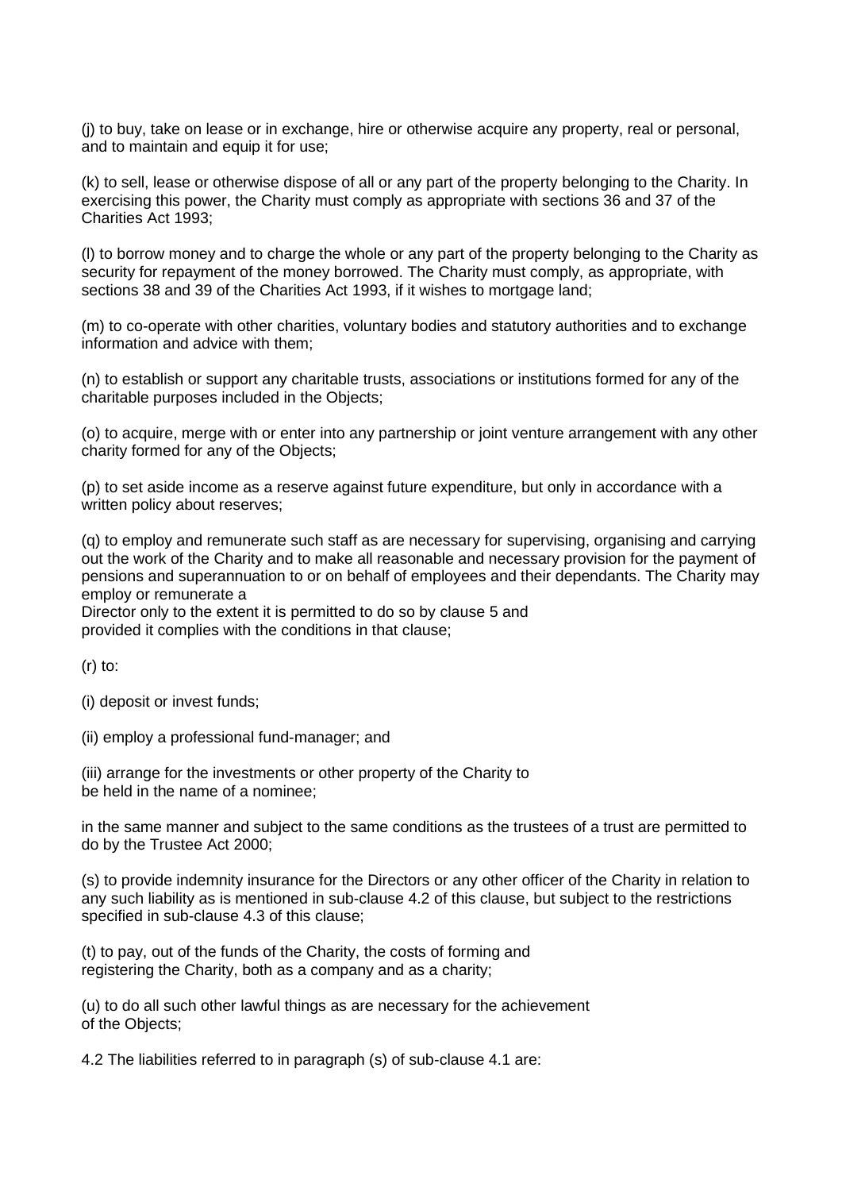(j) to buy, take on lease or in exchange, hire or otherwise acquire any property, real or personal, and to maintain and equip it for use;

(k) to sell, lease or otherwise dispose of all or any part of the property belonging to the Charity. In exercising this power, the Charity must comply as appropriate with sections 36 and 37 of the Charities Act 1993;

(l) to borrow money and to charge the whole or any part of the property belonging to the Charity as security for repayment of the money borrowed. The Charity must comply, as appropriate, with sections 38 and 39 of the Charities Act 1993, if it wishes to mortgage land;

(m) to co-operate with other charities, voluntary bodies and statutory authorities and to exchange information and advice with them;

(n) to establish or support any charitable trusts, associations or institutions formed for any of the charitable purposes included in the Objects;

(o) to acquire, merge with or enter into any partnership or joint venture arrangement with any other charity formed for any of the Objects;

(p) to set aside income as a reserve against future expenditure, but only in accordance with a written policy about reserves;

(q) to employ and remunerate such staff as are necessary for supervising, organising and carrying out the work of the Charity and to make all reasonable and necessary provision for the payment of pensions and superannuation to or on behalf of employees and their dependants. The Charity may employ or remunerate a
Director only to the extent it is permitted to do so by clause 5 and
provided it complies with the conditions in that clause;

(r) to:

(i) deposit or invest funds;

(ii) employ a professional fund-manager; and

(iii) arrange for the investments or other property of the Charity to
be held in the name of a nominee;

in the same manner and subject to the same conditions as the trustees of a trust are permitted to do by the Trustee Act 2000;

(s) to provide indemnity insurance for the Directors or any other officer of the Charity in relation to any such liability as is mentioned in sub-clause 4.2 of this clause, but subject to the restrictions specified in sub-clause 4.3 of this clause;

(t) to pay, out of the funds of the Charity, the costs of forming and
registering the Charity, both as a company and as a charity;

(u) to do all such other lawful things as are necessary for the achievement
of the Objects;

4.2 The liabilities referred to in paragraph (s) of sub-clause 4.1 are: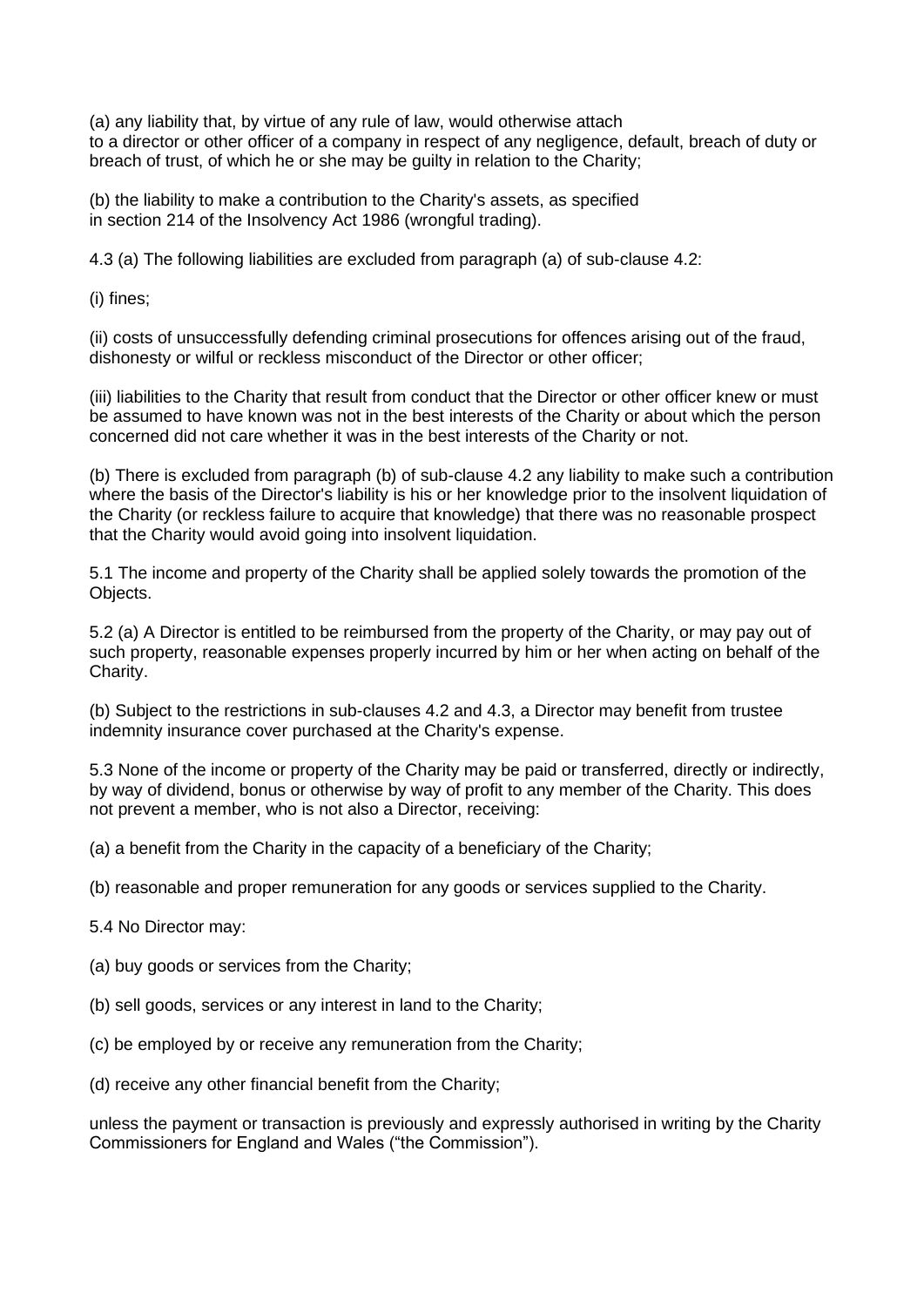(a) any liability that, by virtue of any rule of law, would otherwise attach to a director or other officer of a company in respect of any negligence, default, breach of duty or breach of trust, of which he or she may be guilty in relation to the Charity;

(b) the liability to make a contribution to the Charity's assets, as specified in section 214 of the Insolvency Act 1986 (wrongful trading).

4.3 (a) The following liabilities are excluded from paragraph (a) of sub-clause 4.2:

(i) fines;

(ii) costs of unsuccessfully defending criminal prosecutions for offences arising out of the fraud, dishonesty or wilful or reckless misconduct of the Director or other officer;

(iii) liabilities to the Charity that result from conduct that the Director or other officer knew or must be assumed to have known was not in the best interests of the Charity or about which the person concerned did not care whether it was in the best interests of the Charity or not.

(b) There is excluded from paragraph (b) of sub-clause 4.2 any liability to make such a contribution where the basis of the Director's liability is his or her knowledge prior to the insolvent liquidation of the Charity (or reckless failure to acquire that knowledge) that there was no reasonable prospect that the Charity would avoid going into insolvent liquidation.

5.1 The income and property of the Charity shall be applied solely towards the promotion of the Objects.

5.2 (a) A Director is entitled to be reimbursed from the property of the Charity, or may pay out of such property, reasonable expenses properly incurred by him or her when acting on behalf of the Charity.

(b) Subject to the restrictions in sub-clauses 4.2 and 4.3, a Director may benefit from trustee indemnity insurance cover purchased at the Charity's expense.

5.3 None of the income or property of the Charity may be paid or transferred, directly or indirectly, by way of dividend, bonus or otherwise by way of profit to any member of the Charity. This does not prevent a member, who is not also a Director, receiving:

(a) a benefit from the Charity in the capacity of a beneficiary of the Charity;

(b) reasonable and proper remuneration for any goods or services supplied to the Charity.

5.4 No Director may:

(a) buy goods or services from the Charity;

(b) sell goods, services or any interest in land to the Charity;

(c) be employed by or receive any remuneration from the Charity;

(d) receive any other financial benefit from the Charity;

unless the payment or transaction is previously and expressly authorised in writing by the Charity Commissioners for England and Wales ("the Commission").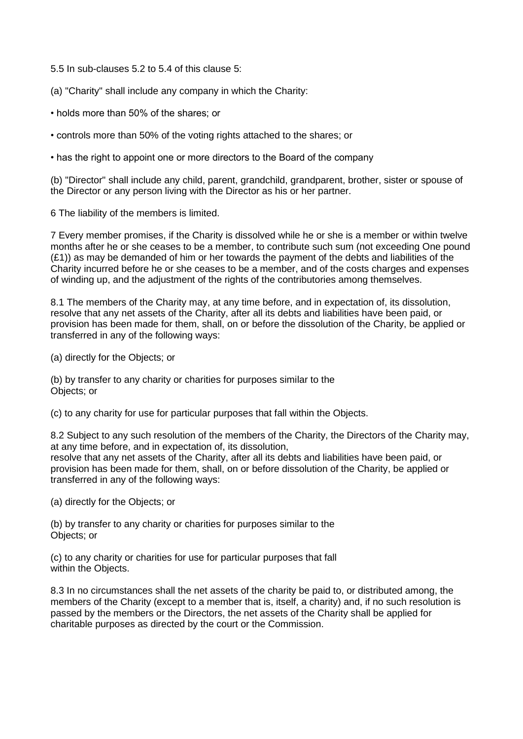5.5 In sub-clauses 5.2 to 5.4 of this clause 5:

(a) "Charity" shall include any company in which the Charity:

- holds more than 50% of the shares; or
- controls more than 50% of the voting rights attached to the shares; or
- has the right to appoint one or more directors to the Board of the company

(b) "Director" shall include any child, parent, grandchild, grandparent, brother, sister or spouse of the Director or any person living with the Director as his or her partner.

6 The liability of the members is limited.

7 Every member promises, if the Charity is dissolved while he or she is a member or within twelve months after he or she ceases to be a member, to contribute such sum (not exceeding One pound (£1)) as may be demanded of him or her towards the payment of the debts and liabilities of the Charity incurred before he or she ceases to be a member, and of the costs charges and expenses of winding up, and the adjustment of the rights of the contributories among themselves.

8.1 The members of the Charity may, at any time before, and in expectation of, its dissolution, resolve that any net assets of the Charity, after all its debts and liabilities have been paid, or provision has been made for them, shall, on or before the dissolution of the Charity, be applied or transferred in any of the following ways:

(a) directly for the Objects; or

(b) by transfer to any charity or charities for purposes similar to the Objects; or

(c) to any charity for use for particular purposes that fall within the Objects.

8.2 Subject to any such resolution of the members of the Charity, the Directors of the Charity may, at any time before, and in expectation of, its dissolution,
resolve that any net assets of the Charity, after all its debts and liabilities have been paid, or provision has been made for them, shall, on or before dissolution of the Charity, be applied or transferred in any of the following ways:

(a) directly for the Objects; or

(b) by transfer to any charity or charities for purposes similar to the Objects; or

(c) to any charity or charities for use for particular purposes that fall within the Objects.

8.3 In no circumstances shall the net assets of the charity be paid to, or distributed among, the members of the Charity (except to a member that is, itself, a charity) and, if no such resolution is passed by the members or the Directors, the net assets of the Charity shall be applied for charitable purposes as directed by the court or the Commission.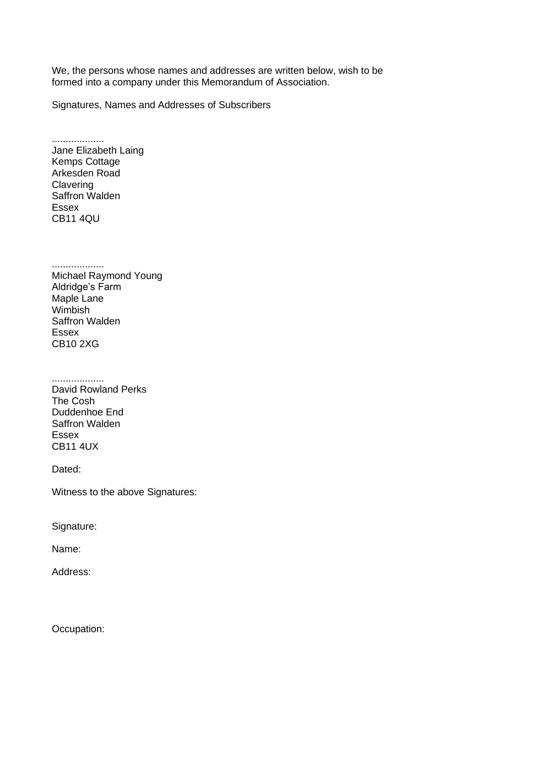We, the persons whose names and addresses are written below, wish to be formed into a company under this Memorandum of Association.

Signatures, Names and Addresses of Subscribers

...................
Jane Elizabeth Laing
Kemps Cottage
Arkesden Road
Clavering
Saffron Walden
Essex
CB11 4QU

...................
Michael Raymond Young
Aldridge's Farm
Maple Lane
Wimbish
Saffron Walden
Essex
CB10 2XG

...................
David Rowland Perks
The Cosh
Duddenhoe End
Saffron Walden
Essex
CB11 4UX

Dated:

Witness to the above Signatures:

Signature:

Name:

Address:

Occupation: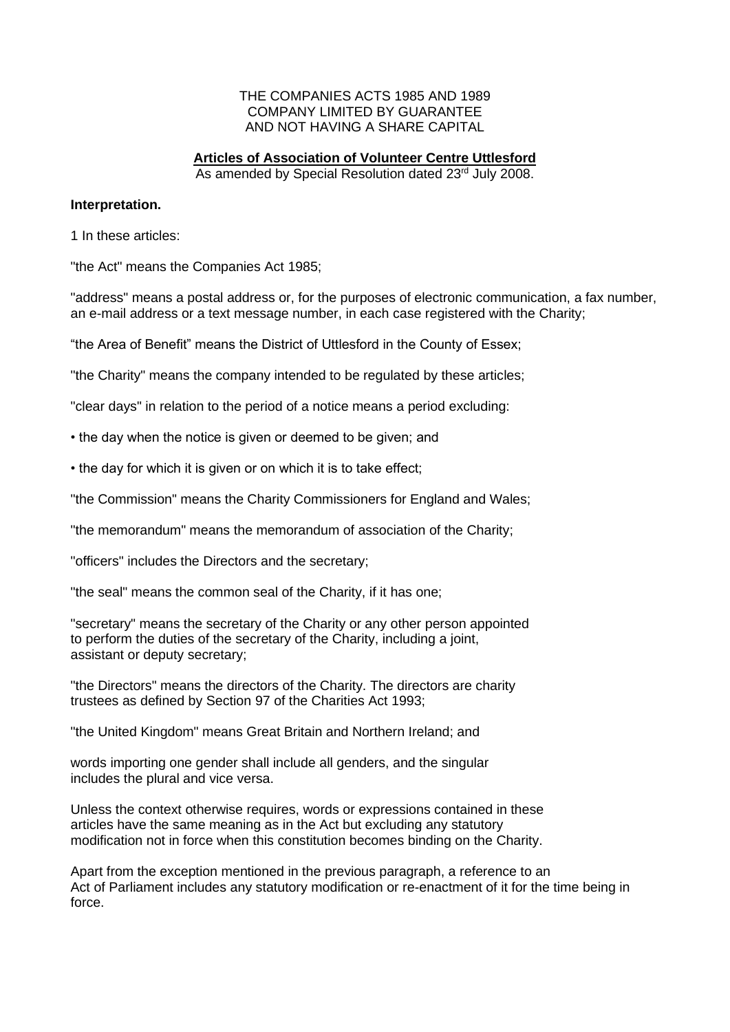THE COMPANIES ACTS 1985 AND 1989
COMPANY LIMITED BY GUARANTEE
AND NOT HAVING A SHARE CAPITAL

**Articles of Association of Volunteer Centre Uttlesford**

As amended by Special Resolution dated 23rd July 2008.

**Interpretation.**

1 In these articles:

"the Act" means the Companies Act 1985;

"address" means a postal address or, for the purposes of electronic communication, a fax number, an e-mail address or a text message number, in each case registered with the Charity;

"the Area of Benefit" means the District of Uttlesford in the County of Essex;

"the Charity" means the company intended to be regulated by these articles;

"clear days" in relation to the period of a notice means a period excluding:

- the day when the notice is given or deemed to be given; and
- the day for which it is given or on which it is to take effect;

"the Commission" means the Charity Commissioners for England and Wales;

"the memorandum" means the memorandum of association of the Charity;

"officers" includes the Directors and the secretary;

"the seal" means the common seal of the Charity, if it has one;

"secretary" means the secretary of the Charity or any other person appointed to perform the duties of the secretary of the Charity, including a joint, assistant or deputy secretary;

"the Directors" means the directors of the Charity. The directors are charity trustees as defined by Section 97 of the Charities Act 1993;

"the United Kingdom" means Great Britain and Northern Ireland; and

words importing one gender shall include all genders, and the singular includes the plural and vice versa.

Unless the context otherwise requires, words or expressions contained in these articles have the same meaning as in the Act but excluding any statutory modification not in force when this constitution becomes binding on the Charity.

Apart from the exception mentioned in the previous paragraph, a reference to an Act of Parliament includes any statutory modification or re-enactment of it for the time being in force.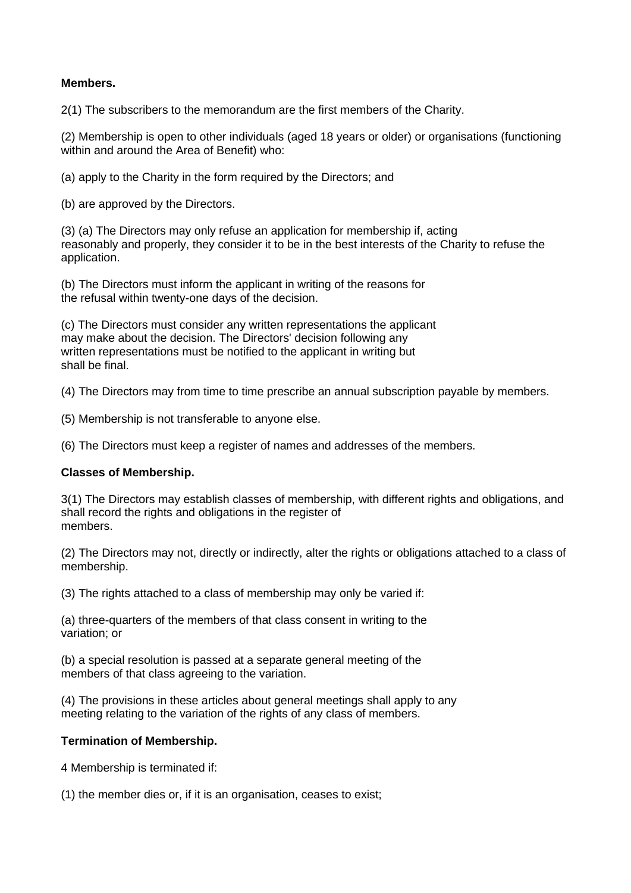**Members.**

2(1) The subscribers to the memorandum are the first members of the Charity.

(2) Membership is open to other individuals (aged 18 years or older) or organisations (functioning within and around the Area of Benefit) who:

(a) apply to the Charity in the form required by the Directors; and

(b) are approved by the Directors.

(3) (a) The Directors may only refuse an application for membership if, acting reasonably and properly, they consider it to be in the best interests of the Charity to refuse the application.

(b) The Directors must inform the applicant in writing of the reasons for the refusal within twenty-one days of the decision.

(c) The Directors must consider any written representations the applicant may make about the decision. The Directors' decision following any written representations must be notified to the applicant in writing but shall be final.

(4) The Directors may from time to time prescribe an annual subscription payable by members.

(5) Membership is not transferable to anyone else.

(6) The Directors must keep a register of names and addresses of the members.

**Classes of Membership.**

3(1) The Directors may establish classes of membership, with different rights and obligations, and shall record the rights and obligations in the register of members.

(2) The Directors may not, directly or indirectly, alter the rights or obligations attached to a class of membership.

(3) The rights attached to a class of membership may only be varied if:

(a) three-quarters of the members of that class consent in writing to the variation; or

(b) a special resolution is passed at a separate general meeting of the members of that class agreeing to the variation.

(4) The provisions in these articles about general meetings shall apply to any meeting relating to the variation of the rights of any class of members.

**Termination of Membership.**

4 Membership is terminated if:

(1) the member dies or, if it is an organisation, ceases to exist;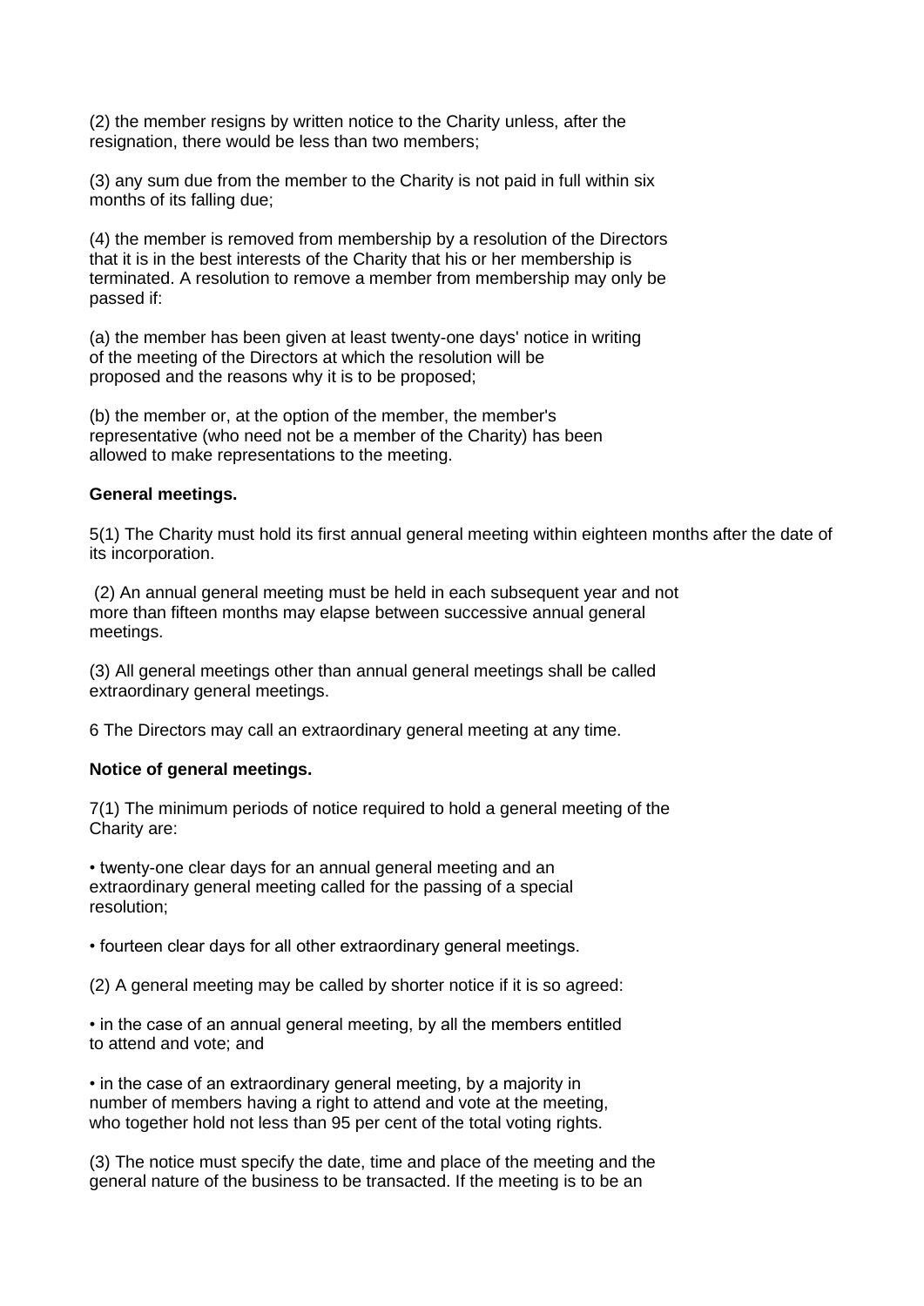(2) the member resigns by written notice to the Charity unless, after the resignation, there would be less than two members;

(3) any sum due from the member to the Charity is not paid in full within six months of its falling due;

(4) the member is removed from membership by a resolution of the Directors that it is in the best interests of the Charity that his or her membership is terminated. A resolution to remove a member from membership may only be passed if:

(a) the member has been given at least twenty-one days' notice in writing of the meeting of the Directors at which the resolution will be proposed and the reasons why it is to be proposed;

(b) the member or, at the option of the member, the member's representative (who need not be a member of the Charity) has been allowed to make representations to the meeting.

**General meetings.**

5(1) The Charity must hold its first annual general meeting within eighteen months after the date of its incorporation.

(2) An annual general meeting must be held in each subsequent year and not more than fifteen months may elapse between successive annual general meetings.

(3) All general meetings other than annual general meetings shall be called extraordinary general meetings.

6 The Directors may call an extraordinary general meeting at any time.

**Notice of general meetings.**

7(1) The minimum periods of notice required to hold a general meeting of the Charity are:

- twenty-one clear days for an annual general meeting and an extraordinary general meeting called for the passing of a special resolution;

- fourteen clear days for all other extraordinary general meetings.

(2) A general meeting may be called by shorter notice if it is so agreed:

- in the case of an annual general meeting, by all the members entitled to attend and vote; and

- in the case of an extraordinary general meeting, by a majority in number of members having a right to attend and vote at the meeting, who together hold not less than 95 per cent of the total voting rights.

(3) The notice must specify the date, time and place of the meeting and the general nature of the business to be transacted. If the meeting is to be an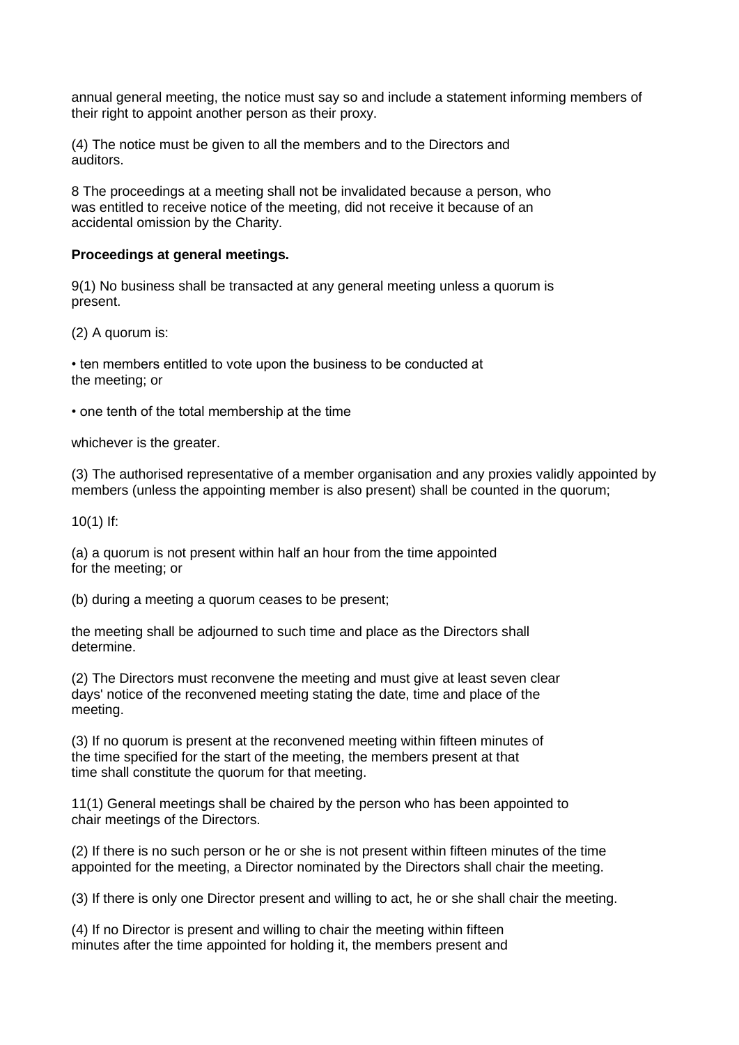annual general meeting, the notice must say so and include a statement informing members of their right to appoint another person as their proxy.

(4) The notice must be given to all the members and to the Directors and auditors.

8 The proceedings at a meeting shall not be invalidated because a person, who was entitled to receive notice of the meeting, did not receive it because of an accidental omission by the Charity.

**Proceedings at general meetings.**

9(1) No business shall be transacted at any general meeting unless a quorum is present.

(2) A quorum is:

- ten members entitled to vote upon the business to be conducted at the meeting; or

- one tenth of the total membership at the time

whichever is the greater.

(3) The authorised representative of a member organisation and any proxies validly appointed by members (unless the appointing member is also present) shall be counted in the quorum;

10(1) If:

(a) a quorum is not present within half an hour from the time appointed for the meeting; or

(b) during a meeting a quorum ceases to be present;

the meeting shall be adjourned to such time and place as the Directors shall determine.

(2) The Directors must reconvene the meeting and must give at least seven clear days' notice of the reconvened meeting stating the date, time and place of the meeting.

(3) If no quorum is present at the reconvened meeting within fifteen minutes of the time specified for the start of the meeting, the members present at that time shall constitute the quorum for that meeting.

11(1) General meetings shall be chaired by the person who has been appointed to chair meetings of the Directors.

(2) If there is no such person or he or she is not present within fifteen minutes of the time appointed for the meeting, a Director nominated by the Directors shall chair the meeting.

(3) If there is only one Director present and willing to act, he or she shall chair the meeting.

(4) If no Director is present and willing to chair the meeting within fifteen minutes after the time appointed for holding it, the members present and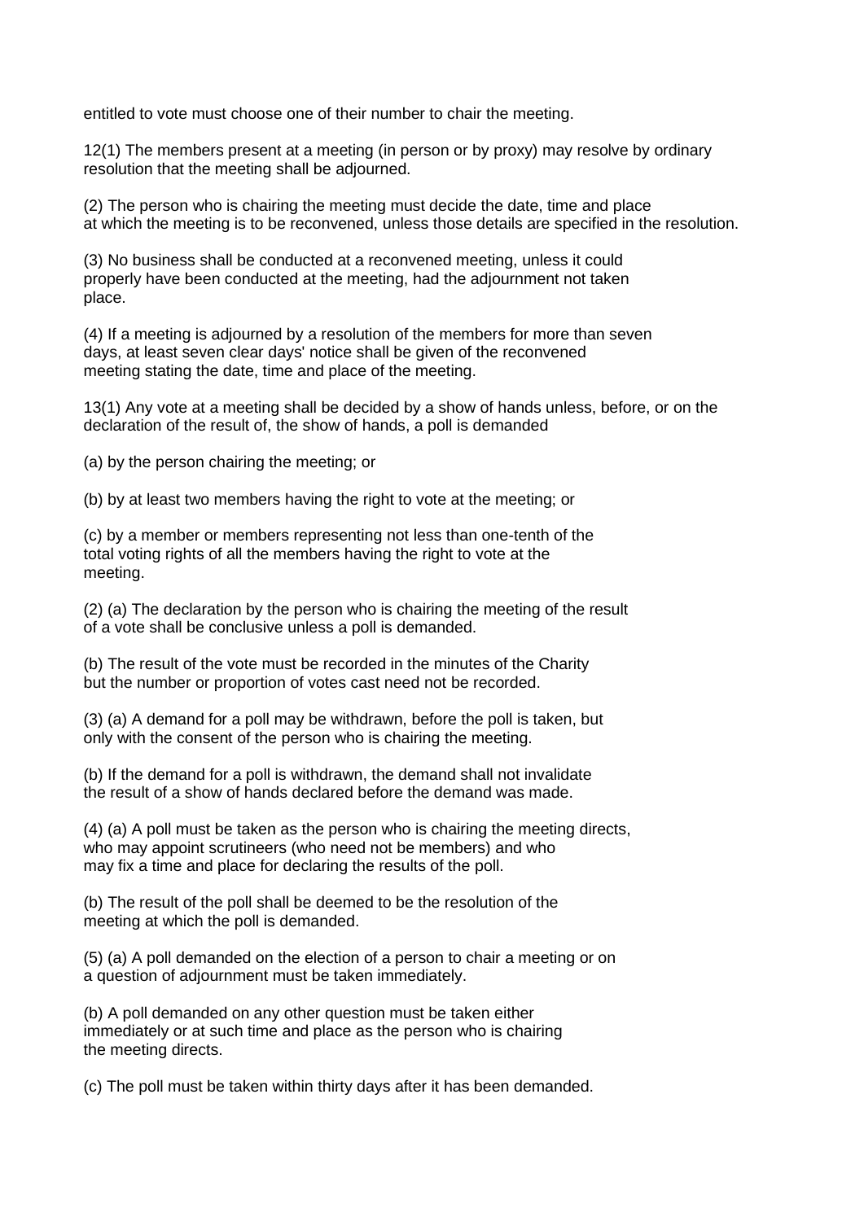entitled to vote must choose one of their number to chair the meeting.

12(1) The members present at a meeting (in person or by proxy) may resolve by ordinary resolution that the meeting shall be adjourned.

(2) The person who is chairing the meeting must decide the date, time and place at which the meeting is to be reconvened, unless those details are specified in the resolution.

(3) No business shall be conducted at a reconvened meeting, unless it could properly have been conducted at the meeting, had the adjournment not taken place.

(4) If a meeting is adjourned by a resolution of the members for more than seven days, at least seven clear days' notice shall be given of the reconvened meeting stating the date, time and place of the meeting.

13(1) Any vote at a meeting shall be decided by a show of hands unless, before, or on the declaration of the result of, the show of hands, a poll is demanded

(a) by the person chairing the meeting; or

(b) by at least two members having the right to vote at the meeting; or

(c) by a member or members representing not less than one-tenth of the total voting rights of all the members having the right to vote at the meeting.

(2) (a) The declaration by the person who is chairing the meeting of the result of a vote shall be conclusive unless a poll is demanded.

(b) The result of the vote must be recorded in the minutes of the Charity but the number or proportion of votes cast need not be recorded.

(3) (a) A demand for a poll may be withdrawn, before the poll is taken, but only with the consent of the person who is chairing the meeting.

(b) If the demand for a poll is withdrawn, the demand shall not invalidate the result of a show of hands declared before the demand was made.

(4) (a) A poll must be taken as the person who is chairing the meeting directs, who may appoint scrutineers (who need not be members) and who may fix a time and place for declaring the results of the poll.

(b) The result of the poll shall be deemed to be the resolution of the meeting at which the poll is demanded.

(5) (a) A poll demanded on the election of a person to chair a meeting or on a question of adjournment must be taken immediately.

(b) A poll demanded on any other question must be taken either immediately or at such time and place as the person who is chairing the meeting directs.

(c) The poll must be taken within thirty days after it has been demanded.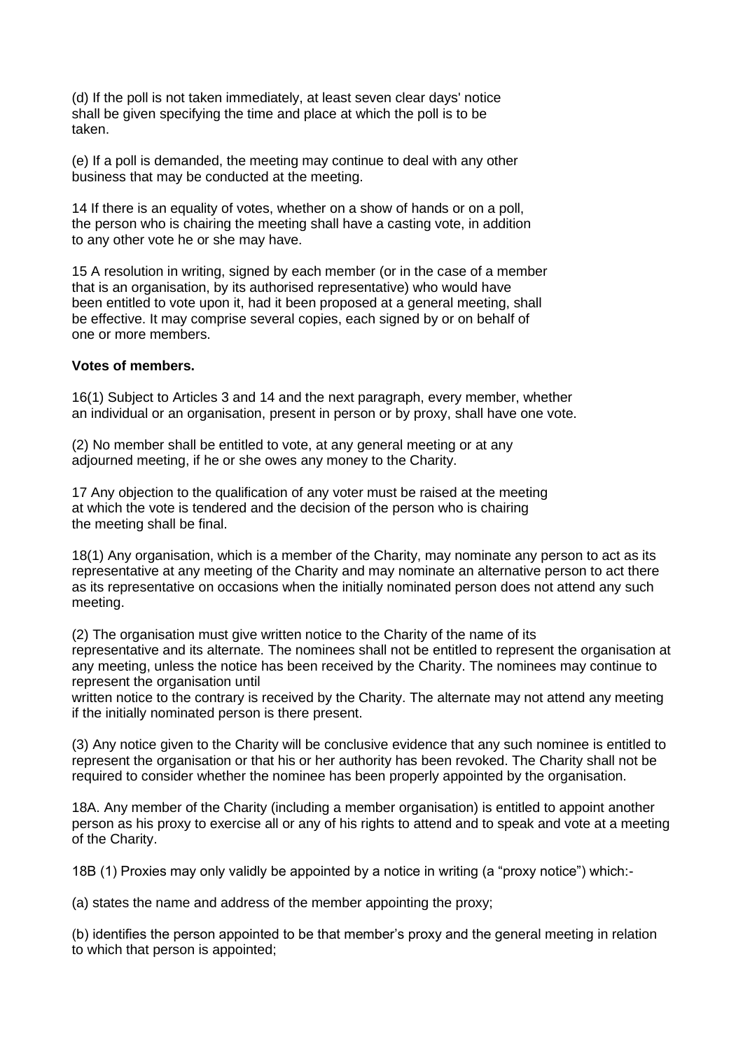(d) If the poll is not taken immediately, at least seven clear days' notice shall be given specifying the time and place at which the poll is to be taken.

(e) If a poll is demanded, the meeting may continue to deal with any other business that may be conducted at the meeting.

14 If there is an equality of votes, whether on a show of hands or on a poll, the person who is chairing the meeting shall have a casting vote, in addition to any other vote he or she may have.

15 A resolution in writing, signed by each member (or in the case of a member that is an organisation, by its authorised representative) who would have been entitled to vote upon it, had it been proposed at a general meeting, shall be effective. It may comprise several copies, each signed by or on behalf of one or more members.

**Votes of members.**

16(1) Subject to Articles 3 and 14 and the next paragraph, every member, whether an individual or an organisation, present in person or by proxy, shall have one vote.

(2) No member shall be entitled to vote, at any general meeting or at any adjourned meeting, if he or she owes any money to the Charity.

17 Any objection to the qualification of any voter must be raised at the meeting at which the vote is tendered and the decision of the person who is chairing the meeting shall be final.

18(1) Any organisation, which is a member of the Charity, may nominate any person to act as its representative at any meeting of the Charity and may nominate an alternative person to act there as its representative on occasions when the initially nominated person does not attend any such meeting.

(2) The organisation must give written notice to the Charity of the name of its representative and its alternate. The nominees shall not be entitled to represent the organisation at any meeting, unless the notice has been received by the Charity. The nominees may continue to represent the organisation until written notice to the contrary is received by the Charity. The alternate may not attend any meeting if the initially nominated person is there present.

(3) Any notice given to the Charity will be conclusive evidence that any such nominee is entitled to represent the organisation or that his or her authority has been revoked. The Charity shall not be required to consider whether the nominee has been properly appointed by the organisation.

18A. Any member of the Charity (including a member organisation) is entitled to appoint another person as his proxy to exercise all or any of his rights to attend and to speak and vote at a meeting of the Charity.

18B (1) Proxies may only validly be appointed by a notice in writing (a "proxy notice") which:-

(a) states the name and address of the member appointing the proxy;

(b) identifies the person appointed to be that member's proxy and the general meeting in relation to which that person is appointed;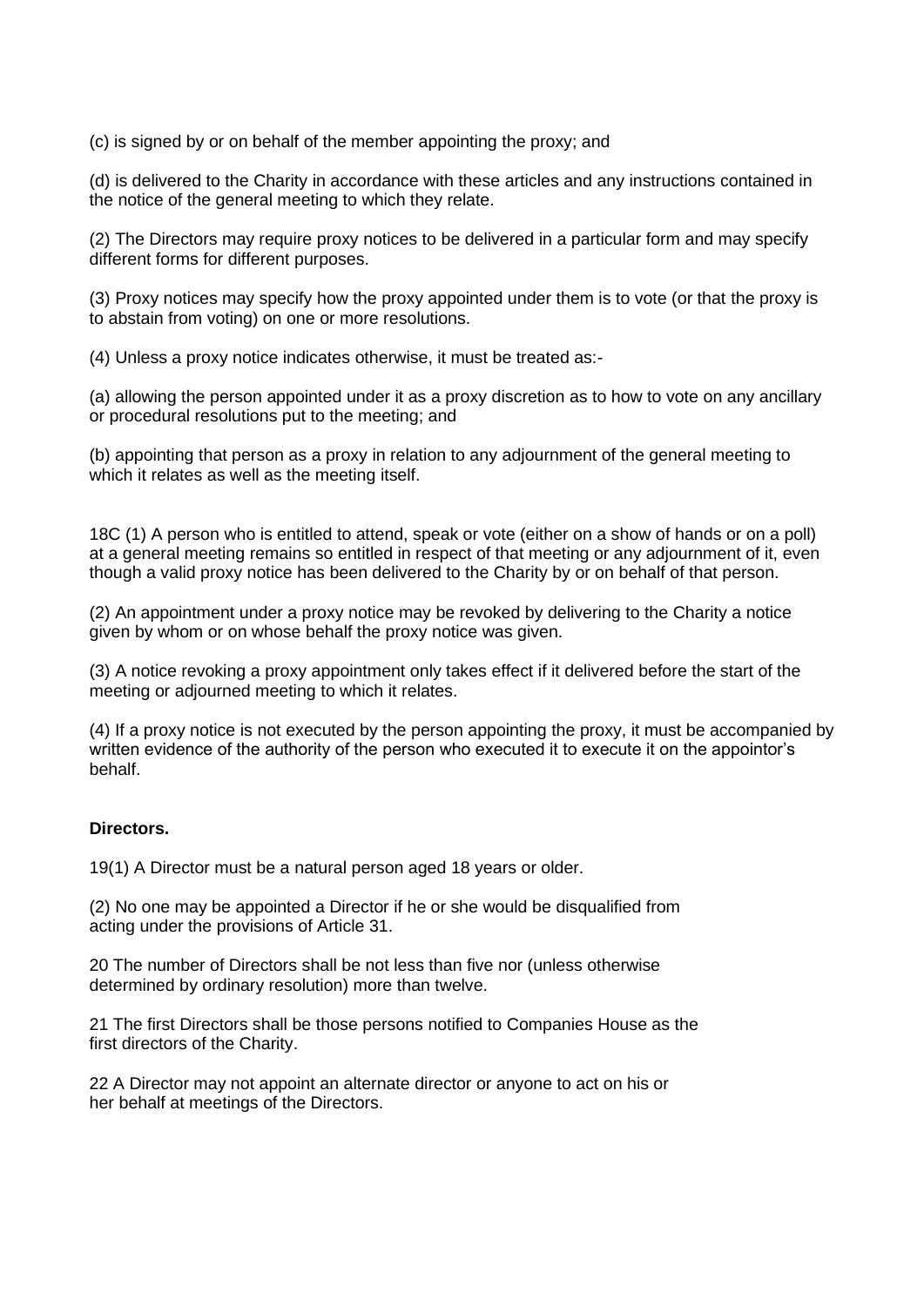(c) is signed by or on behalf of the member appointing the proxy; and

(d) is delivered to the Charity in accordance with these articles and any instructions contained in the notice of the general meeting to which they relate.

(2) The Directors may require proxy notices to be delivered in a particular form and may specify different forms for different purposes.

(3) Proxy notices may specify how the proxy appointed under them is to vote (or that the proxy is to abstain from voting) on one or more resolutions.

(4) Unless a proxy notice indicates otherwise, it must be treated as:-

(a) allowing the person appointed under it as a proxy discretion as to how to vote on any ancillary or procedural resolutions put to the meeting; and

(b) appointing that person as a proxy in relation to any adjournment of the general meeting to which it relates as well as the meeting itself.

18C (1) A person who is entitled to attend, speak or vote (either on a show of hands or on a poll) at a general meeting remains so entitled in respect of that meeting or any adjournment of it, even though a valid proxy notice has been delivered to the Charity by or on behalf of that person.

(2) An appointment under a proxy notice may be revoked by delivering to the Charity a notice given by whom or on whose behalf the proxy notice was given.

(3) A notice revoking a proxy appointment only takes effect if it delivered before the start of the meeting or adjourned meeting to which it relates.

(4) If a proxy notice is not executed by the person appointing the proxy, it must be accompanied by written evidence of the authority of the person who executed it to execute it on the appointor's behalf.

**Directors.**

19(1) A Director must be a natural person aged 18 years or older.

(2) No one may be appointed a Director if he or she would be disqualified from acting under the provisions of Article 31.

20 The number of Directors shall be not less than five nor (unless otherwise determined by ordinary resolution) more than twelve.

21 The first Directors shall be those persons notified to Companies House as the first directors of the Charity.

22 A Director may not appoint an alternate director or anyone to act on his or her behalf at meetings of the Directors.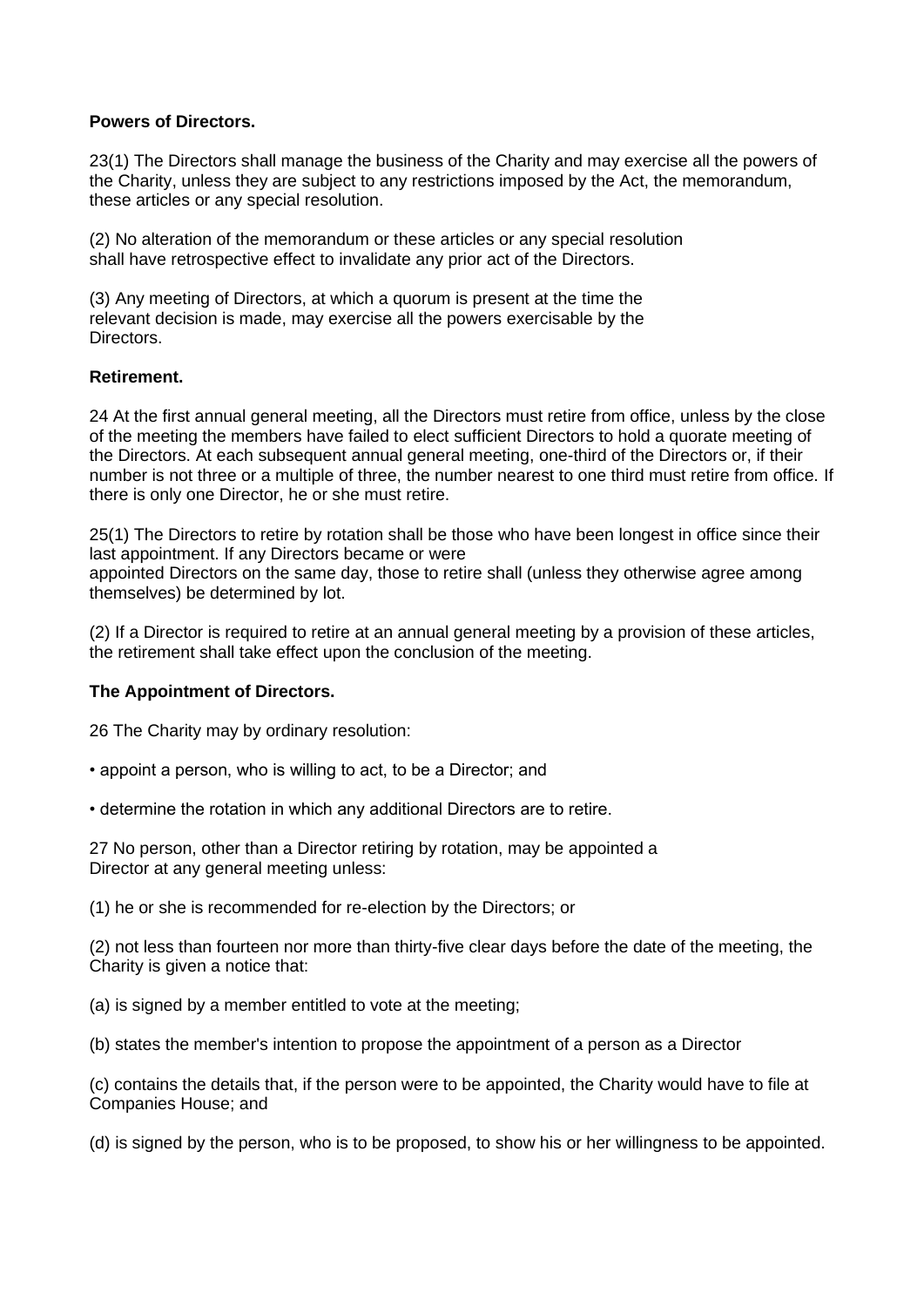**Powers of Directors.**

23(1) The Directors shall manage the business of the Charity and may exercise all the powers of the Charity, unless they are subject to any restrictions imposed by the Act, the memorandum, these articles or any special resolution.

(2) No alteration of the memorandum or these articles or any special resolution shall have retrospective effect to invalidate any prior act of the Directors.

(3) Any meeting of Directors, at which a quorum is present at the time the relevant decision is made, may exercise all the powers exercisable by the Directors.

**Retirement.**

24 At the first annual general meeting, all the Directors must retire from office, unless by the close of the meeting the members have failed to elect sufficient Directors to hold a quorate meeting of the Directors. At each subsequent annual general meeting, one-third of the Directors or, if their number is not three or a multiple of three, the number nearest to one third must retire from office. If there is only one Director, he or she must retire.

25(1) The Directors to retire by rotation shall be those who have been longest in office since their last appointment. If any Directors became or were appointed Directors on the same day, those to retire shall (unless they otherwise agree among themselves) be determined by lot.

(2) If a Director is required to retire at an annual general meeting by a provision of these articles, the retirement shall take effect upon the conclusion of the meeting.

**The Appointment of Directors.**

26 The Charity may by ordinary resolution:

- appoint a person, who is willing to act, to be a Director; and
- determine the rotation in which any additional Directors are to retire.

27 No person, other than a Director retiring by rotation, may be appointed a Director at any general meeting unless:

(1) he or she is recommended for re-election by the Directors; or

(2) not less than fourteen nor more than thirty-five clear days before the date of the meeting, the Charity is given a notice that:

(a) is signed by a member entitled to vote at the meeting;

(b) states the member's intention to propose the appointment of a person as a Director

(c) contains the details that, if the person were to be appointed, the Charity would have to file at Companies House; and

(d) is signed by the person, who is to be proposed, to show his or her willingness to be appointed.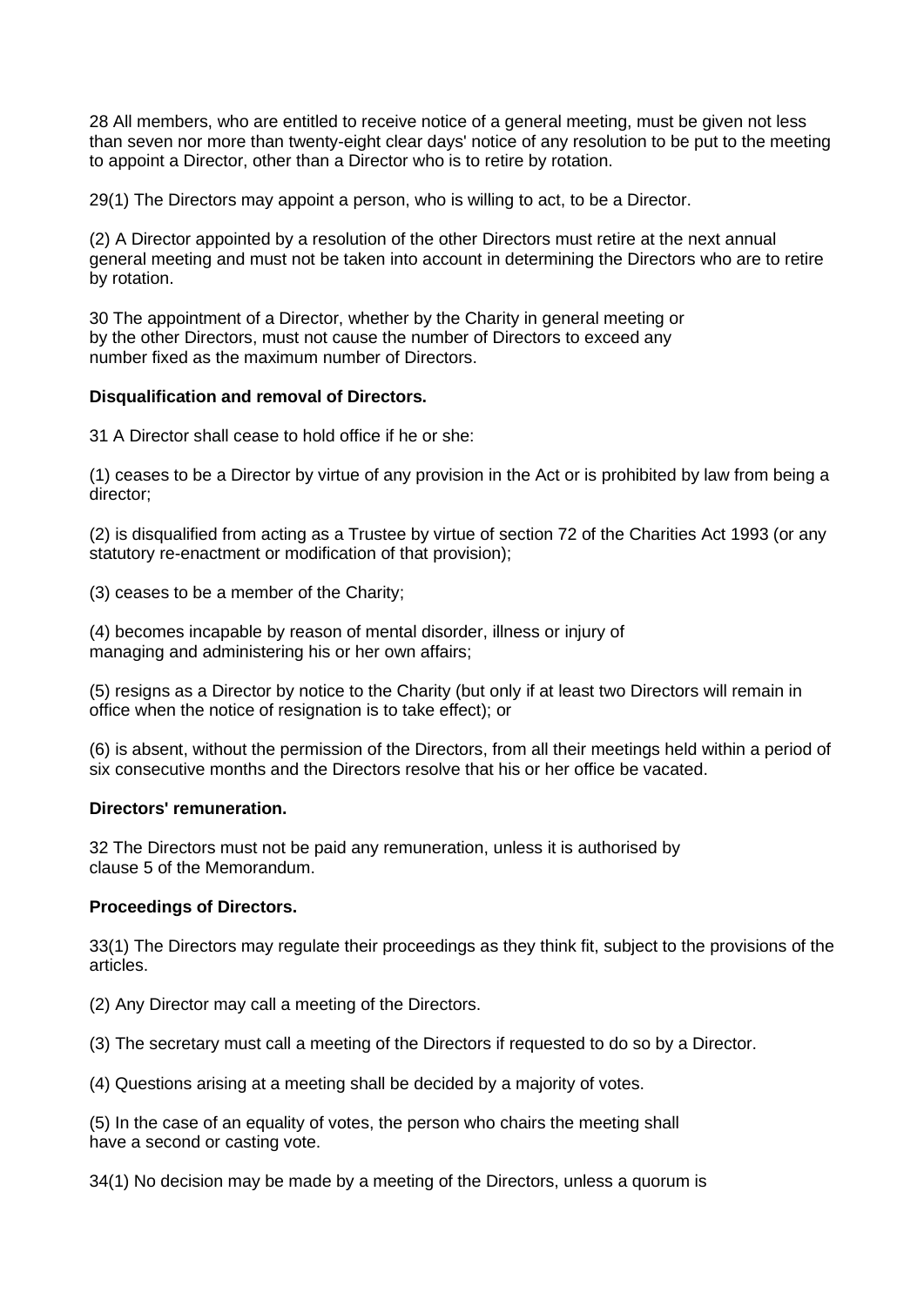28 All members, who are entitled to receive notice of a general meeting, must be given not less than seven nor more than twenty-eight clear days' notice of any resolution to be put to the meeting to appoint a Director, other than a Director who is to retire by rotation.

29(1) The Directors may appoint a person, who is willing to act, to be a Director.

(2) A Director appointed by a resolution of the other Directors must retire at the next annual general meeting and must not be taken into account in determining the Directors who are to retire by rotation.

30 The appointment of a Director, whether by the Charity in general meeting or by the other Directors, must not cause the number of Directors to exceed any number fixed as the maximum number of Directors.

**Disqualification and removal of Directors.**

31 A Director shall cease to hold office if he or she:

(1) ceases to be a Director by virtue of any provision in the Act or is prohibited by law from being a director;

(2) is disqualified from acting as a Trustee by virtue of section 72 of the Charities Act 1993 (or any statutory re-enactment or modification of that provision);

(3) ceases to be a member of the Charity;

(4) becomes incapable by reason of mental disorder, illness or injury of managing and administering his or her own affairs;

(5) resigns as a Director by notice to the Charity (but only if at least two Directors will remain in office when the notice of resignation is to take effect); or

(6) is absent, without the permission of the Directors, from all their meetings held within a period of six consecutive months and the Directors resolve that his or her office be vacated.

**Directors' remuneration.**

32 The Directors must not be paid any remuneration, unless it is authorised by clause 5 of the Memorandum.

**Proceedings of Directors.**

33(1) The Directors may regulate their proceedings as they think fit, subject to the provisions of the articles.

(2) Any Director may call a meeting of the Directors.

(3) The secretary must call a meeting of the Directors if requested to do so by a Director.

(4) Questions arising at a meeting shall be decided by a majority of votes.

(5) In the case of an equality of votes, the person who chairs the meeting shall have a second or casting vote.

34(1) No decision may be made by a meeting of the Directors, unless a quorum is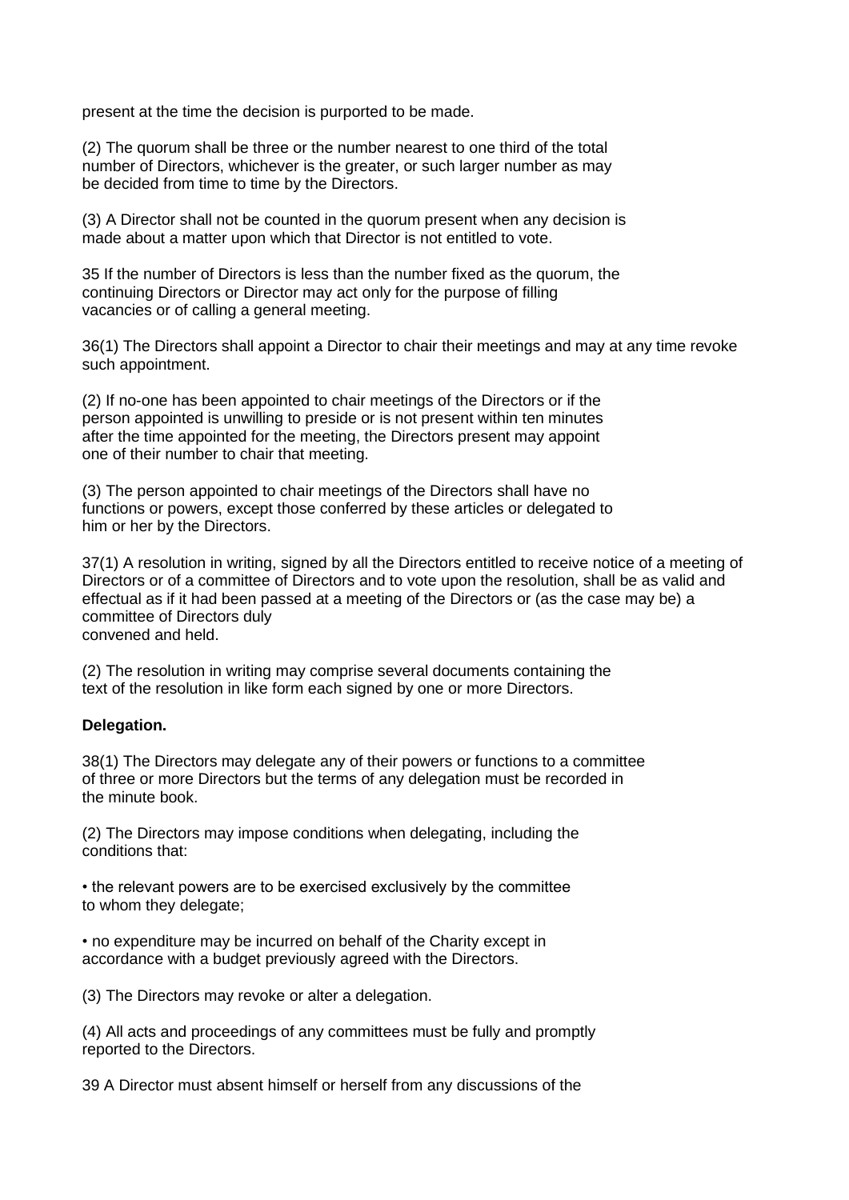present at the time the decision is purported to be made.

(2) The quorum shall be three or the number nearest to one third of the total number of Directors, whichever is the greater, or such larger number as may be decided from time to time by the Directors.

(3) A Director shall not be counted in the quorum present when any decision is made about a matter upon which that Director is not entitled to vote.

35 If the number of Directors is less than the number fixed as the quorum, the continuing Directors or Director may act only for the purpose of filling vacancies or of calling a general meeting.

36(1) The Directors shall appoint a Director to chair their meetings and may at any time revoke such appointment.

(2) If no-one has been appointed to chair meetings of the Directors or if the person appointed is unwilling to preside or is not present within ten minutes after the time appointed for the meeting, the Directors present may appoint one of their number to chair that meeting.

(3) The person appointed to chair meetings of the Directors shall have no functions or powers, except those conferred by these articles or delegated to him or her by the Directors.

37(1) A resolution in writing, signed by all the Directors entitled to receive notice of a meeting of Directors or of a committee of Directors and to vote upon the resolution, shall be as valid and effectual as if it had been passed at a meeting of the Directors or (as the case may be) a committee of Directors duly convened and held.

(2) The resolution in writing may comprise several documents containing the text of the resolution in like form each signed by one or more Directors.

**Delegation.**

38(1) The Directors may delegate any of their powers or functions to a committee of three or more Directors but the terms of any delegation must be recorded in the minute book.

(2) The Directors may impose conditions when delegating, including the conditions that:

- the relevant powers are to be exercised exclusively by the committee to whom they delegate;
- no expenditure may be incurred on behalf of the Charity except in accordance with a budget previously agreed with the Directors.

(3) The Directors may revoke or alter a delegation.

(4) All acts and proceedings of any committees must be fully and promptly reported to the Directors.

39 A Director must absent himself or herself from any discussions of the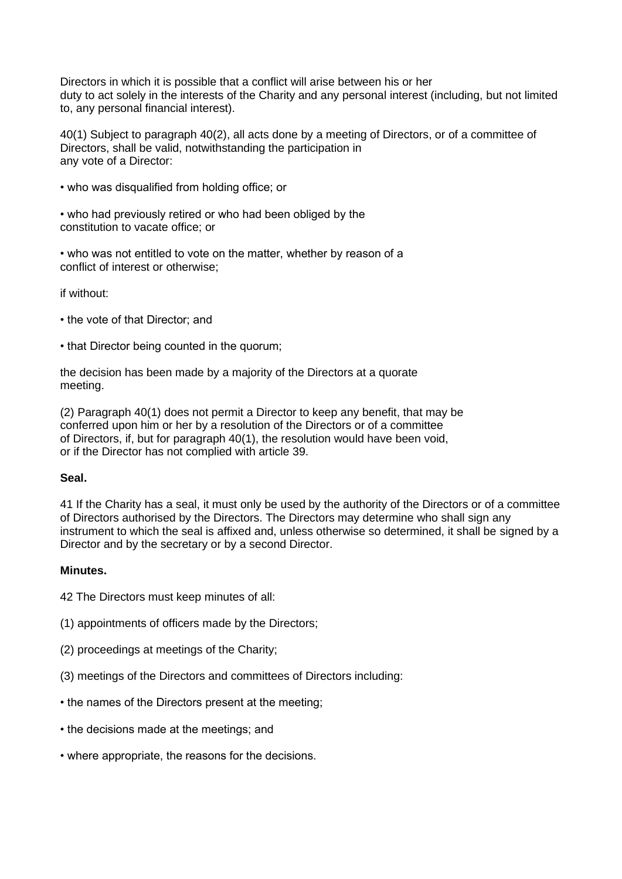Directors in which it is possible that a conflict will arise between his or her duty to act solely in the interests of the Charity and any personal interest (including, but not limited to, any personal financial interest).

40(1) Subject to paragraph 40(2), all acts done by a meeting of Directors, or of a committee of Directors, shall be valid, notwithstanding the participation in any vote of a Director:

- who was disqualified from holding office; or
- who had previously retired or who had been obliged by the constitution to vacate office; or
- who was not entitled to vote on the matter, whether by reason of a conflict of interest or otherwise;

if without:

- the vote of that Director; and
- that Director being counted in the quorum;

the decision has been made by a majority of the Directors at a quorate meeting.

(2) Paragraph 40(1) does not permit a Director to keep any benefit, that may be conferred upon him or her by a resolution of the Directors or of a committee of Directors, if, but for paragraph 40(1), the resolution would have been void, or if the Director has not complied with article 39.

**Seal.**

41 If the Charity has a seal, it must only be used by the authority of the Directors or of a committee of Directors authorised by the Directors. The Directors may determine who shall sign any instrument to which the seal is affixed and, unless otherwise so determined, it shall be signed by a Director and by the secretary or by a second Director.

**Minutes.**

42 The Directors must keep minutes of all:

(1) appointments of officers made by the Directors;

(2) proceedings at meetings of the Charity;

(3) meetings of the Directors and committees of Directors including:

- the names of the Directors present at the meeting;
- the decisions made at the meetings; and
- where appropriate, the reasons for the decisions.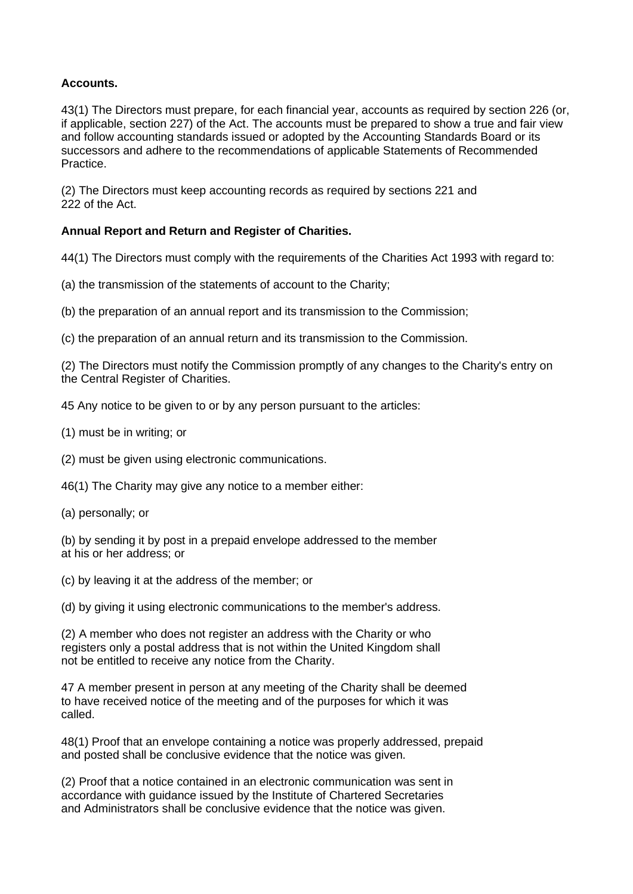**Accounts.**

43(1) The Directors must prepare, for each financial year, accounts as required by section 226 (or, if applicable, section 227) of the Act. The accounts must be prepared to show a true and fair view and follow accounting standards issued or adopted by the Accounting Standards Board or its successors and adhere to the recommendations of applicable Statements of Recommended Practice.

(2) The Directors must keep accounting records as required by sections 221 and 222 of the Act.

**Annual Report and Return and Register of Charities.**

44(1) The Directors must comply with the requirements of the Charities Act 1993 with regard to:

(a) the transmission of the statements of account to the Charity;

(b) the preparation of an annual report and its transmission to the Commission;

(c) the preparation of an annual return and its transmission to the Commission.

(2) The Directors must notify the Commission promptly of any changes to the Charity's entry on the Central Register of Charities.

45 Any notice to be given to or by any person pursuant to the articles:

(1) must be in writing; or

(2) must be given using electronic communications.

46(1) The Charity may give any notice to a member either:

(a) personally; or

(b) by sending it by post in a prepaid envelope addressed to the member at his or her address; or

(c) by leaving it at the address of the member; or

(d) by giving it using electronic communications to the member's address.

(2) A member who does not register an address with the Charity or who registers only a postal address that is not within the United Kingdom shall not be entitled to receive any notice from the Charity.

47 A member present in person at any meeting of the Charity shall be deemed to have received notice of the meeting and of the purposes for which it was called.

48(1) Proof that an envelope containing a notice was properly addressed, prepaid and posted shall be conclusive evidence that the notice was given.

(2) Proof that a notice contained in an electronic communication was sent in accordance with guidance issued by the Institute of Chartered Secretaries and Administrators shall be conclusive evidence that the notice was given.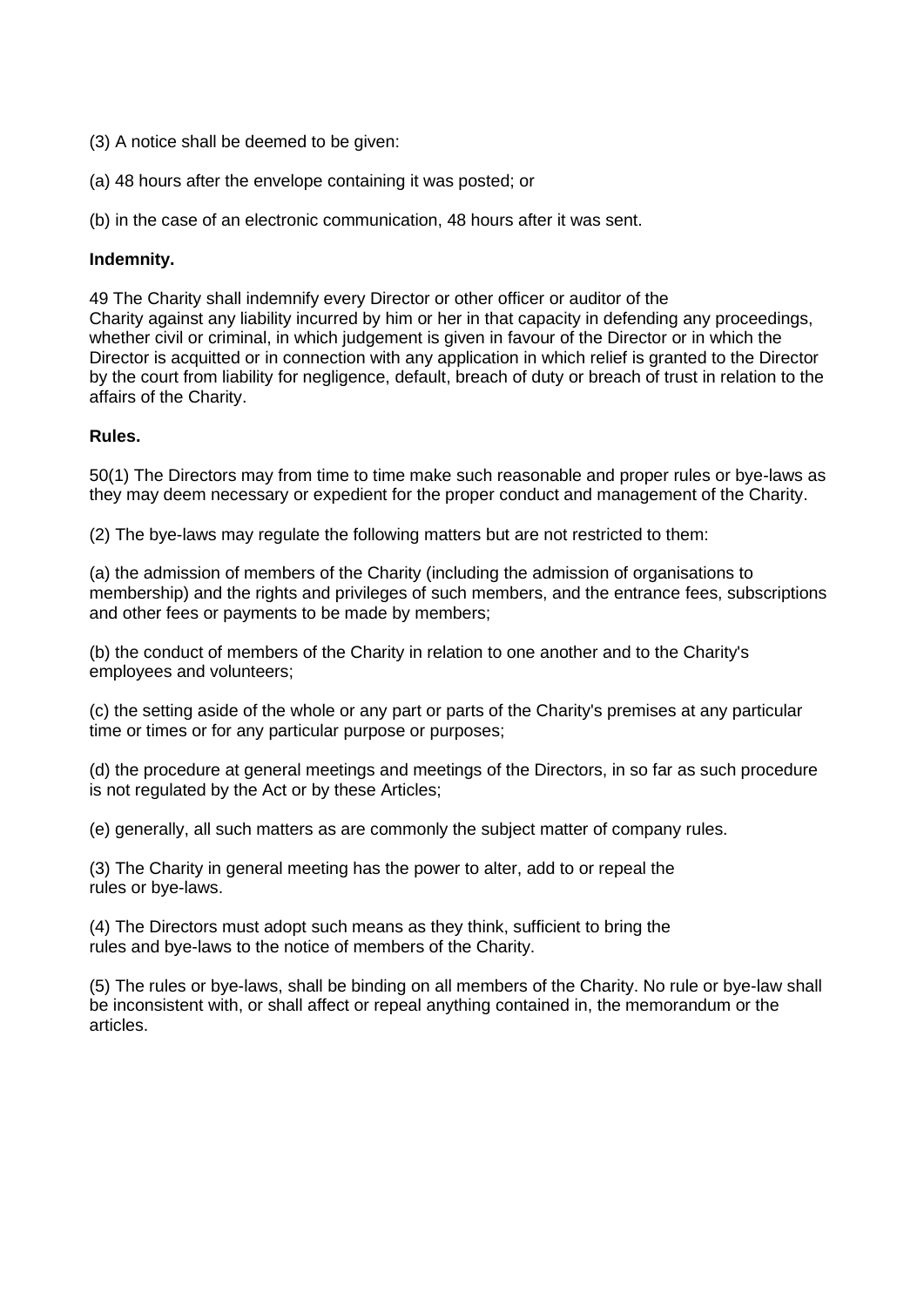(3) A notice shall be deemed to be given:

(a) 48 hours after the envelope containing it was posted; or

(b) in the case of an electronic communication, 48 hours after it was sent.

**Indemnity.**

49 The Charity shall indemnify every Director or other officer or auditor of the Charity against any liability incurred by him or her in that capacity in defending any proceedings, whether civil or criminal, in which judgement is given in favour of the Director or in which the Director is acquitted or in connection with any application in which relief is granted to the Director by the court from liability for negligence, default, breach of duty or breach of trust in relation to the affairs of the Charity.

**Rules.**

50(1) The Directors may from time to time make such reasonable and proper rules or bye-laws as they may deem necessary or expedient for the proper conduct and management of the Charity.

(2) The bye-laws may regulate the following matters but are not restricted to them:

(a) the admission of members of the Charity (including the admission of organisations to membership) and the rights and privileges of such members, and the entrance fees, subscriptions and other fees or payments to be made by members;

(b) the conduct of members of the Charity in relation to one another and to the Charity's employees and volunteers;

(c) the setting aside of the whole or any part or parts of the Charity's premises at any particular time or times or for any particular purpose or purposes;

(d) the procedure at general meetings and meetings of the Directors, in so far as such procedure is not regulated by the Act or by these Articles;

(e) generally, all such matters as are commonly the subject matter of company rules.

(3) The Charity in general meeting has the power to alter, add to or repeal the rules or bye-laws.

(4) The Directors must adopt such means as they think, sufficient to bring the rules and bye-laws to the notice of members of the Charity.

(5) The rules or bye-laws, shall be binding on all members of the Charity. No rule or bye-law shall be inconsistent with, or shall affect or repeal anything contained in, the memorandum or the articles.